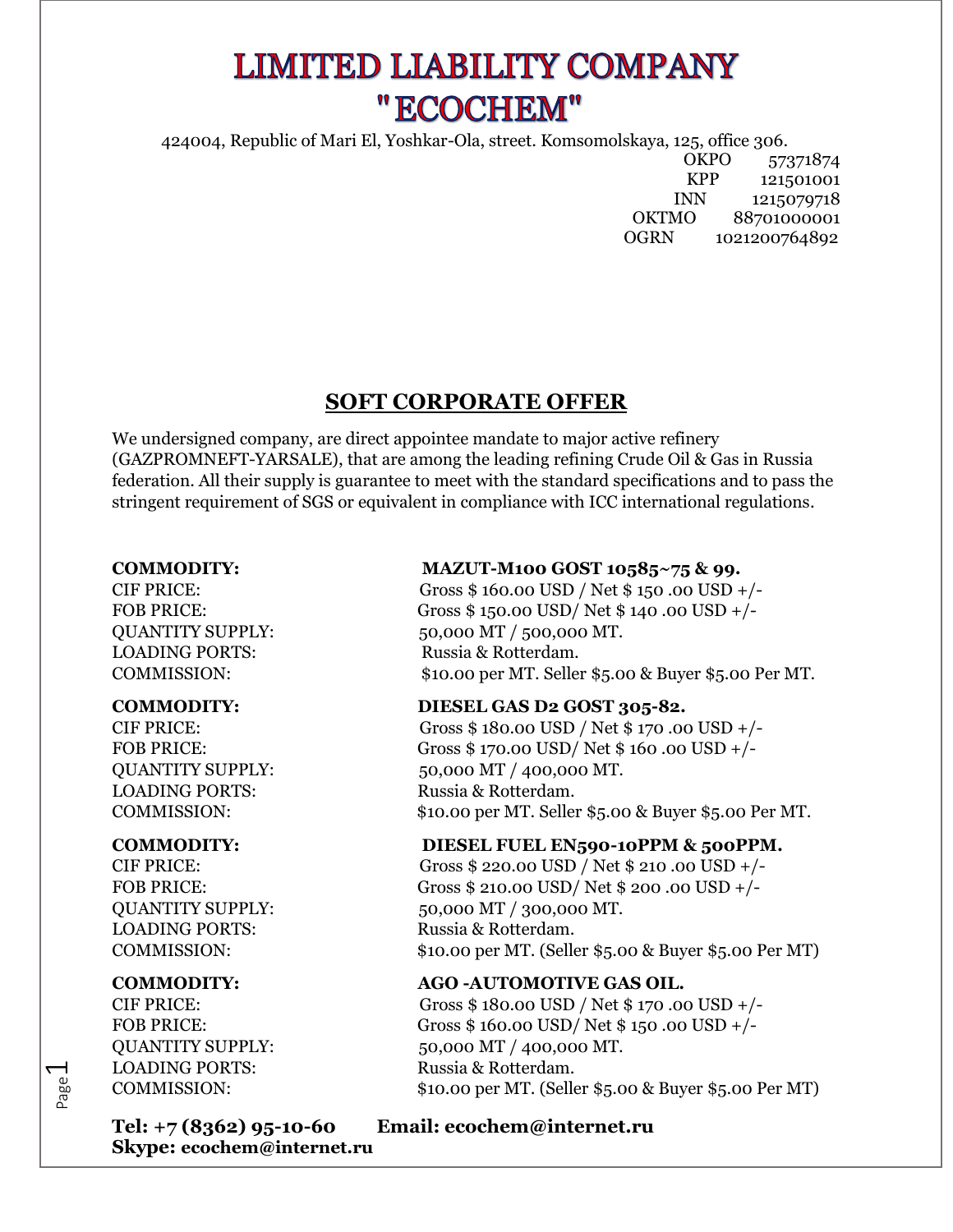# LIMITED LIABILITY COMPANY "ECOCHEM"

424004, Republic of Mari El, Yoshkar-Ola, street. Komsomolskaya, 125, office 306.

| | |
|---|---|
| OKPO | 57371874 |
| KPP | 121501001 |
| INN | 1215079718 |
| OKTMO | 88701000001 |
| OGRN | 1021200764892 |

## SOFT CORPORATE OFFER

We undersigned company, are direct appointee mandate to major active refinery (GAZPROMNEFT-YARSALE), that are among the leading refining Crude Oil & Gas in Russia federation. All their supply is guarantee to meet with the standard specifications and to pass the stringent requirement of SGS or equivalent in compliance with ICC international regulations.

**COMMODITY:** **MAZUT-M100 GOST 10585~75 & 99.**
CIF PRICE: Gross $ 160.00 USD / Net $ 150 .00 USD +/-
FOB PRICE: Gross $ 150.00 USD/ Net $ 140 .00 USD +/-
QUANTITY SUPPLY: 50,000 MT / 500,000 MT.
LOADING PORTS: Russia & Rotterdam.
COMMISSION: $10.00 per MT. Seller $5.00 & Buyer $5.00 Per MT.

**COMMODITY:** **DIESEL GAS D2 GOST 305-82.**
CIF PRICE: Gross $ 180.00 USD / Net $ 170 .00 USD +/-
FOB PRICE: Gross $ 170.00 USD/ Net $ 160 .00 USD +/-
QUANTITY SUPPLY: 50,000 MT / 400,000 MT.
LOADING PORTS: Russia & Rotterdam.
COMMISSION: $10.00 per MT. Seller $5.00 & Buyer $5.00 Per MT.

**COMMODITY:** **DIESEL FUEL EN590-10PPM & 500PPM.**
CIF PRICE: Gross $ 220.00 USD / Net $ 210 .00 USD +/-
FOB PRICE: Gross $ 210.00 USD/ Net $ 200 .00 USD +/-
QUANTITY SUPPLY: 50,000 MT / 300,000 MT.
LOADING PORTS: Russia & Rotterdam.
COMMISSION: $10.00 per MT. (Seller $5.00 & Buyer $5.00 Per MT)

**COMMODITY:** **AGO -AUTOMOTIVE GAS OIL.**
CIF PRICE: Gross $ 180.00 USD / Net $ 170 .00 USD +/-
FOB PRICE: Gross $ 160.00 USD/ Net $ 150 .00 USD +/-
QUANTITY SUPPLY: 50,000 MT / 400,000 MT.
LOADING PORTS: Russia & Rotterdam.
COMMISSION: $10.00 per MT. (Seller $5.00 & Buyer $5.00 Per MT)

**Tel: +7 (8362) 95-10-60 Email: ecochem@internet.ru**
**Skype: ecochem@internet.ru**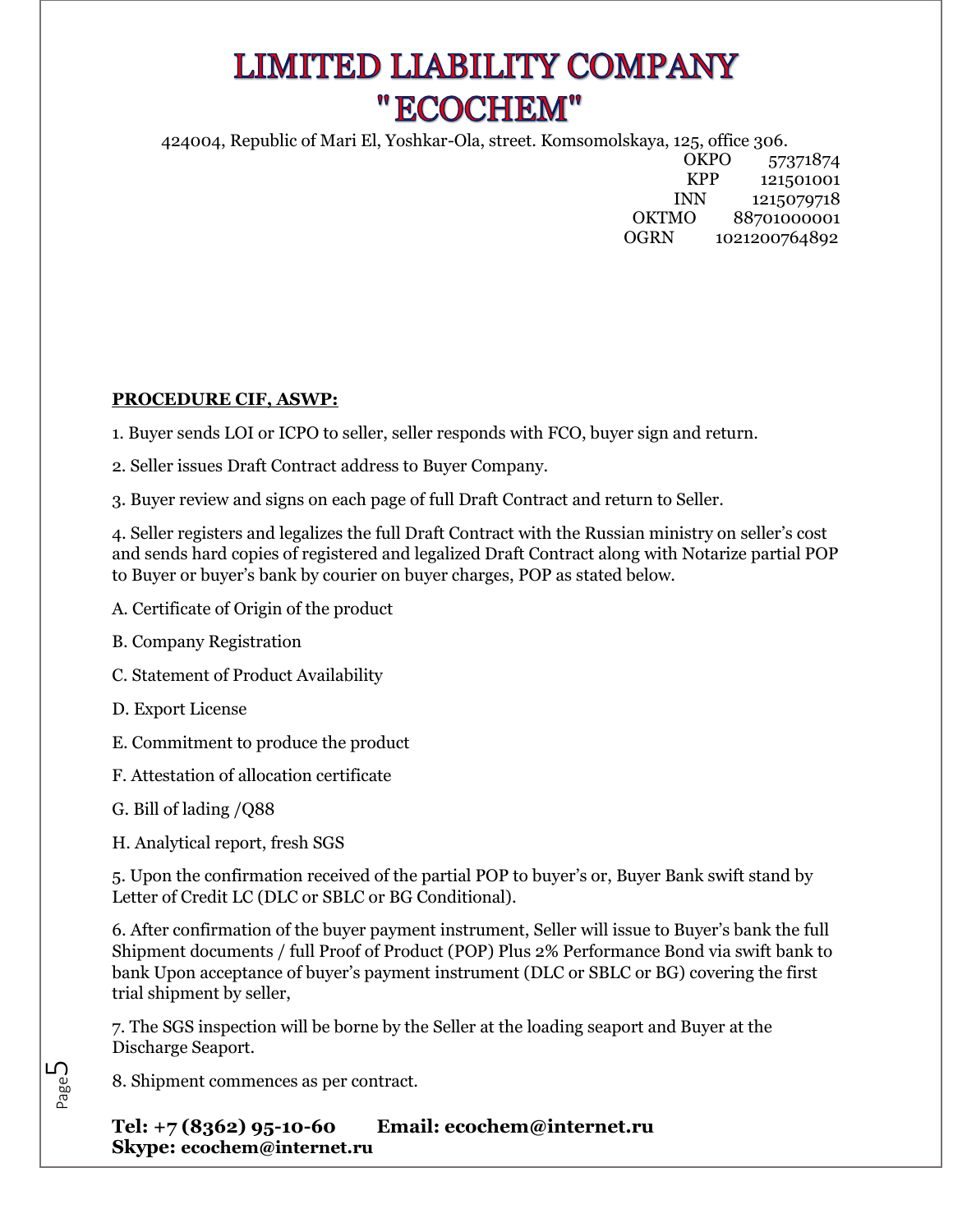# LIMITED LIABILITY COMPANY "ECOCHEM"

424004, Republic of Mari El, Yoshkar-Ola, street. Komsomolskaya, 125, office 306.

OKPO 57371874
KPP 121501001
INN 1215079718
OKTMO 88701000001
OGRN 1021200764892

**PROCEDURE CIF, ASWP:**

1. Buyer sends LOI or ICPO to seller, seller responds with FCO, buyer sign and return.

2. Seller issues Draft Contract address to Buyer Company.

3. Buyer review and signs on each page of full Draft Contract and return to Seller.

4. Seller registers and legalizes the full Draft Contract with the Russian ministry on seller's cost and sends hard copies of registered and legalized Draft Contract along with Notarize partial POP to Buyer or buyer's bank by courier on buyer charges, POP as stated below.

A. Certificate of Origin of the product

B. Company Registration

C. Statement of Product Availability

D. Export License

E. Commitment to produce the product

F. Attestation of allocation certificate

G. Bill of lading /Q88

H. Analytical report, fresh SGS

5. Upon the confirmation received of the partial POP to buyer's or, Buyer Bank swift stand by Letter of Credit LC (DLC or SBLC or BG Conditional).

6. After confirmation of the buyer payment instrument, Seller will issue to Buyer's bank the full Shipment documents / full Proof of Product (POP) Plus 2% Performance Bond via swift bank to bank Upon acceptance of buyer's payment instrument (DLC or SBLC or BG) covering the first trial shipment by seller,

7. The SGS inspection will be borne by the Seller at the loading seaport and Buyer at the Discharge Seaport.

8. Shipment commences as per contract.

**Tel: +7 (8362) 95-10-60 Email: ecochem@internet.ru**
**Skype: ecochem@internet.ru**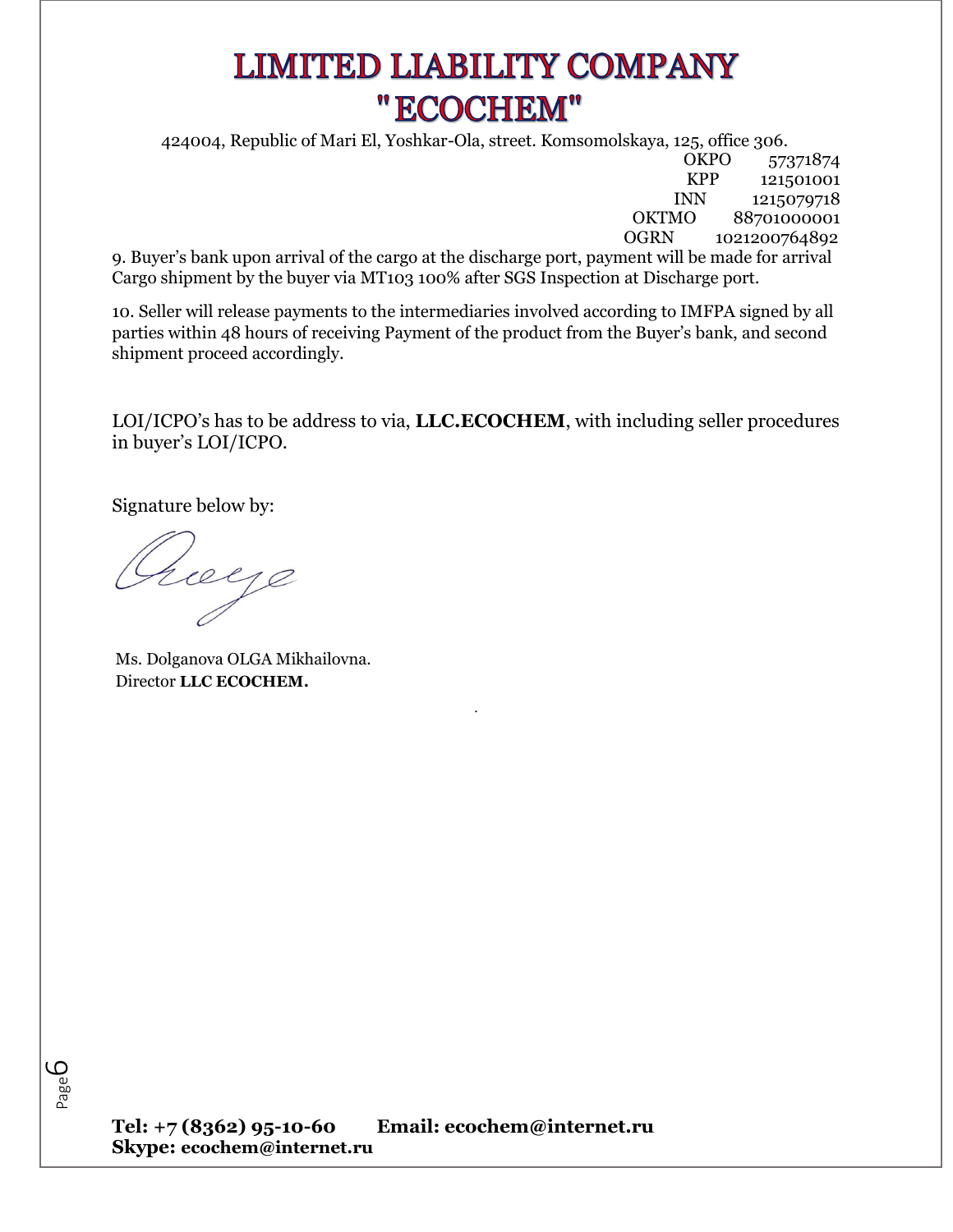# LIMITED LIABILITY COMPANY "ECOCHEM"

424004, Republic of Mari El, Yoshkar-Ola, street. Komsomolskaya, 125, office 306.

| | |
|---|---|
| OKPO | 57371874 |
| KPP | 121501001 |
| INN | 1215079718 |
| OKTMO | 88701000001 |
| OGRN | 1021200764892 |

9. Buyer's bank upon arrival of the cargo at the discharge port, payment will be made for arrival Cargo shipment by the buyer via MT103 100% after SGS Inspection at Discharge port.

10. Seller will release payments to the intermediaries involved according to IMFPA signed by all parties within 48 hours of receiving Payment of the product from the Buyer's bank, and second shipment proceed accordingly.

LOI/ICPO's has to be address to via, **LLC.ECOCHEM**, with including seller procedures in buyer's LOI/ICPO.

Signature below by:

Ms. Dolganova OLGA Mikhailovna.
Director **LLC ECOCHEM.**

**Tel: +7 (8362) 95-10-60 Email: ecochem@internet.ru**
**Skype: ecochem@internet.ru**